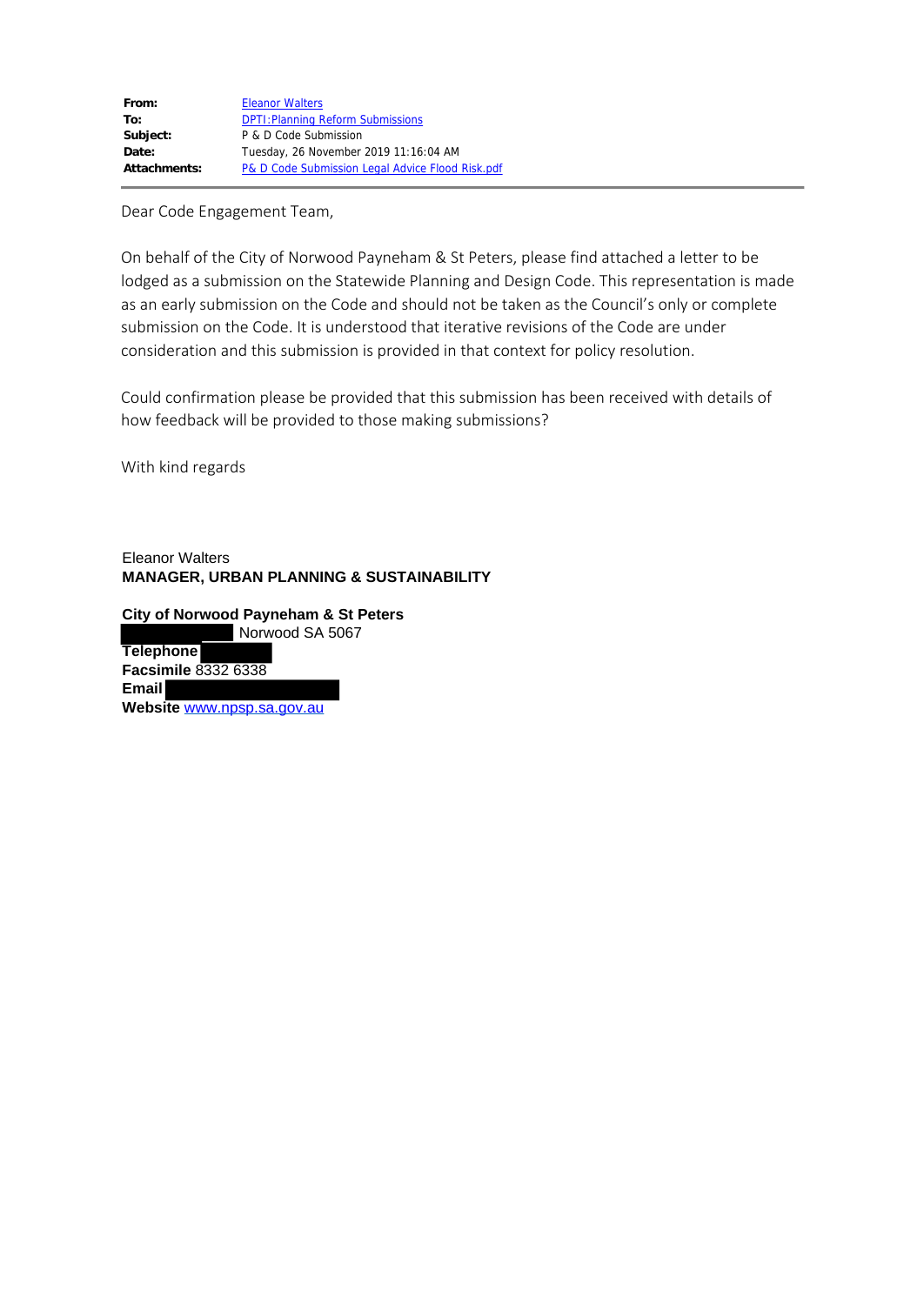| | |
|---|---|
| **From:** | Eleanor Walters |
| **To:** | DPTI:Planning Reform Submissions |
| **Subject:** | P & D Code Submission |
| **Date:** | Tuesday, 26 November 2019 11:16:04 AM |
| **Attachments:** | P& D Code Submission Legal Advice Flood Risk.pdf |

Dear Code Engagement Team,

On behalf of the City of Norwood Payneham & St Peters, please find attached a letter to be lodged as a submission on the Statewide Planning and Design Code. This representation is made as an early submission on the Code and should not be taken as the Council's only or complete submission on the Code. It is understood that iterative revisions of the Code are under consideration and this submission is provided in that context for policy resolution.

Could confirmation please be provided that this submission has been received with details of how feedback will be provided to those making submissions?

With kind regards

Eleanor Walters
**MANAGER, URBAN PLANNING & SUSTAINABILITY**

**City of Norwood Payneham & St Peters**
Norwood SA 5067
**Telephone**
**Facsimile** 8332 6338
**Email**
**Website** www.npsp.sa.gov.au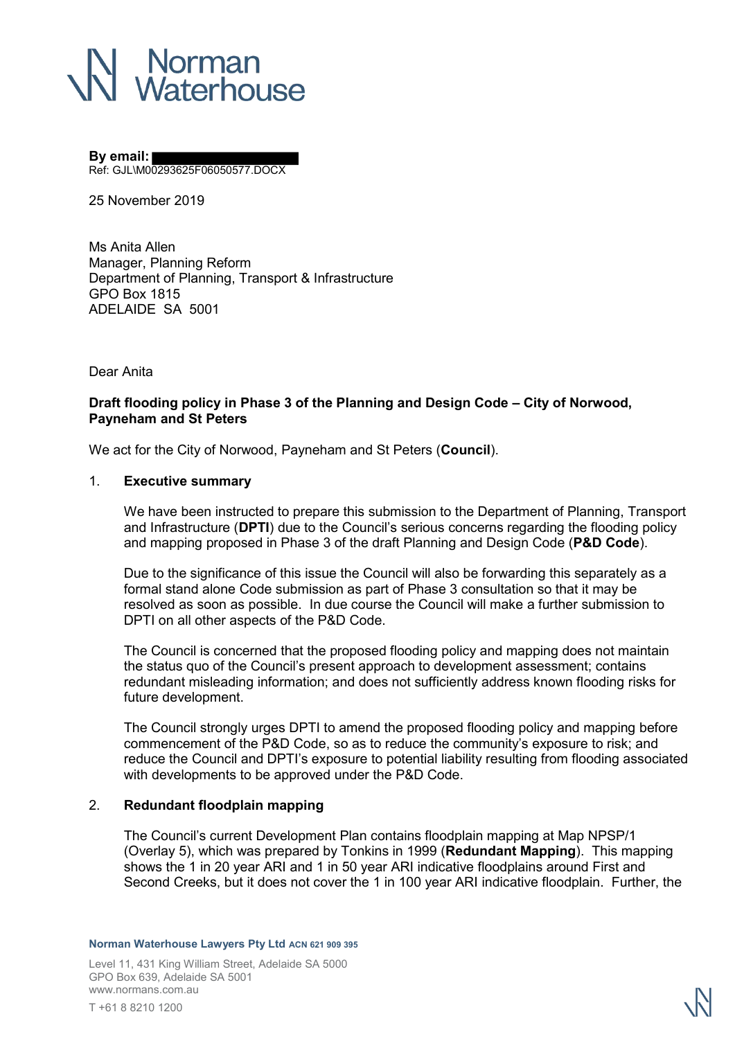**By email:** ████████████████
Ref: GJL\M00293625F06050577.DOCX

25 November 2019

Ms Anita Allen
Manager, Planning Reform
Department of Planning, Transport & Infrastructure
GPO Box 1815
ADELAIDE SA 5001

Dear Anita

**Draft flooding policy in Phase 3 of the Planning and Design Code – City of Norwood, Payneham and St Peters**

We act for the City of Norwood, Payneham and St Peters (**Council**).

## 1. Executive summary

We have been instructed to prepare this submission to the Department of Planning, Transport and Infrastructure (**DPTI**) due to the Council's serious concerns regarding the flooding policy and mapping proposed in Phase 3 of the draft Planning and Design Code (**P&D Code**).

Due to the significance of this issue the Council will also be forwarding this separately as a formal stand alone Code submission as part of Phase 3 consultation so that it may be resolved as soon as possible. In due course the Council will make a further submission to DPTI on all other aspects of the P&D Code.

The Council is concerned that the proposed flooding policy and mapping does not maintain the status quo of the Council's present approach to development assessment; contains redundant misleading information; and does not sufficiently address known flooding risks for future development.

The Council strongly urges DPTI to amend the proposed flooding policy and mapping before commencement of the P&D Code, so as to reduce the community's exposure to risk; and reduce the Council and DPTI's exposure to potential liability resulting from flooding associated with developments to be approved under the P&D Code.

## 2. Redundant floodplain mapping

The Council's current Development Plan contains floodplain mapping at Map NPSP/1 (Overlay 5), which was prepared by Tonkins in 1999 (**Redundant Mapping**). This mapping shows the 1 in 20 year ARI and 1 in 50 year ARI indicative floodplains around First and Second Creeks, but it does not cover the 1 in 100 year ARI indicative floodplain. Further, the

**Norman Waterhouse Lawyers Pty Ltd** ACN 621 909 395
Level 11, 431 King William Street, Adelaide SA 5000
GPO Box 639, Adelaide SA 5001
www.normans.com.au
T +61 8 8210 1200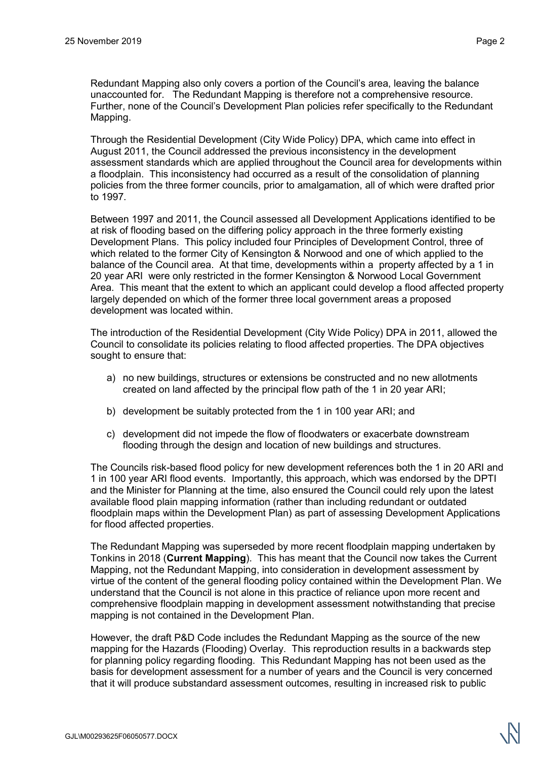Redundant Mapping also only covers a portion of the Council's area, leaving the balance unaccounted for. The Redundant Mapping is therefore not a comprehensive resource. Further, none of the Council's Development Plan policies refer specifically to the Redundant Mapping.

Through the Residential Development (City Wide Policy) DPA, which came into effect in August 2011, the Council addressed the previous inconsistency in the development assessment standards which are applied throughout the Council area for developments within a floodplain. This inconsistency had occurred as a result of the consolidation of planning policies from the three former councils, prior to amalgamation, all of which were drafted prior to 1997.

Between 1997 and 2011, the Council assessed all Development Applications identified to be at risk of flooding based on the differing policy approach in the three formerly existing Development Plans. This policy included four Principles of Development Control, three of which related to the former City of Kensington & Norwood and one of which applied to the balance of the Council area. At that time, developments within a property affected by a 1 in 20 year ARI were only restricted in the former Kensington & Norwood Local Government Area. This meant that the extent to which an applicant could develop a flood affected property largely depended on which of the former three local government areas a proposed development was located within.

The introduction of the Residential Development (City Wide Policy) DPA in 2011, allowed the Council to consolidate its policies relating to flood affected properties. The DPA objectives sought to ensure that:

a) no new buildings, structures or extensions be constructed and no new allotments created on land affected by the principal flow path of the 1 in 20 year ARI;

b) development be suitably protected from the 1 in 100 year ARI; and

c) development did not impede the flow of floodwaters or exacerbate downstream flooding through the design and location of new buildings and structures.

The Councils risk-based flood policy for new development references both the 1 in 20 ARI and 1 in 100 year ARI flood events. Importantly, this approach, which was endorsed by the DPTI and the Minister for Planning at the time, also ensured the Council could rely upon the latest available flood plain mapping information (rather than including redundant or outdated floodplain maps within the Development Plan) as part of assessing Development Applications for flood affected properties.

The Redundant Mapping was superseded by more recent floodplain mapping undertaken by Tonkins in 2018 (**Current Mapping**). This has meant that the Council now takes the Current Mapping, not the Redundant Mapping, into consideration in development assessment by virtue of the content of the general flooding policy contained within the Development Plan. We understand that the Council is not alone in this practice of reliance upon more recent and comprehensive floodplain mapping in development assessment notwithstanding that precise mapping is not contained in the Development Plan.

However, the draft P&D Code includes the Redundant Mapping as the source of the new mapping for the Hazards (Flooding) Overlay. This reproduction results in a backwards step for planning policy regarding flooding. This Redundant Mapping has not been used as the basis for development assessment for a number of years and the Council is very concerned that it will produce substandard assessment outcomes, resulting in increased risk to public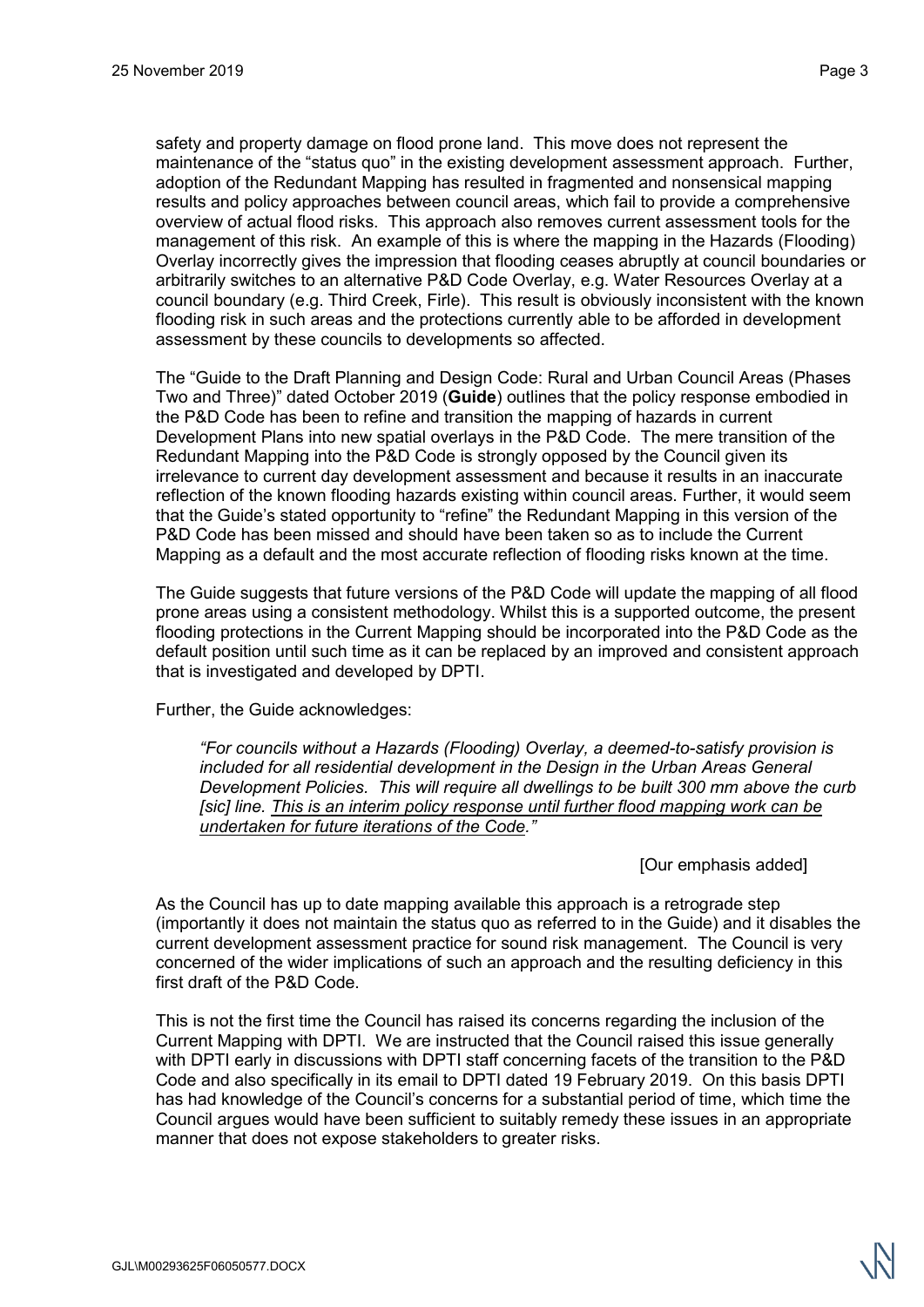safety and property damage on flood prone land. This move does not represent the maintenance of the "status quo" in the existing development assessment approach. Further, adoption of the Redundant Mapping has resulted in fragmented and nonsensical mapping results and policy approaches between council areas, which fail to provide a comprehensive overview of actual flood risks. This approach also removes current assessment tools for the management of this risk. An example of this is where the mapping in the Hazards (Flooding) Overlay incorrectly gives the impression that flooding ceases abruptly at council boundaries or arbitrarily switches to an alternative P&D Code Overlay, e.g. Water Resources Overlay at a council boundary (e.g. Third Creek, Firle). This result is obviously inconsistent with the known flooding risk in such areas and the protections currently able to be afforded in development assessment by these councils to developments so affected.

The "Guide to the Draft Planning and Design Code: Rural and Urban Council Areas (Phases Two and Three)" dated October 2019 (**Guide**) outlines that the policy response embodied in the P&D Code has been to refine and transition the mapping of hazards in current Development Plans into new spatial overlays in the P&D Code. The mere transition of the Redundant Mapping into the P&D Code is strongly opposed by the Council given its irrelevance to current day development assessment and because it results in an inaccurate reflection of the known flooding hazards existing within council areas. Further, it would seem that the Guide's stated opportunity to "refine" the Redundant Mapping in this version of the P&D Code has been missed and should have been taken so as to include the Current Mapping as a default and the most accurate reflection of flooding risks known at the time.

The Guide suggests that future versions of the P&D Code will update the mapping of all flood prone areas using a consistent methodology. Whilst this is a supported outcome, the present flooding protections in the Current Mapping should be incorporated into the P&D Code as the default position until such time as it can be replaced by an improved and consistent approach that is investigated and developed by DPTI.

Further, the Guide acknowledges:

> *"For councils without a Hazards (Flooding) Overlay, a deemed-to-satisfy provision is included for all residential development in the Design in the Urban Areas General Development Policies. This will require all dwellings to be built 300 mm above the curb [sic] line. <u>This is an interim policy response until further flood mapping work can be undertaken for future iterations of the Code</u>."*
>
> [Our emphasis added]

As the Council has up to date mapping available this approach is a retrograde step (importantly it does not maintain the status quo as referred to in the Guide) and it disables the current development assessment practice for sound risk management. The Council is very concerned of the wider implications of such an approach and the resulting deficiency in this first draft of the P&D Code.

This is not the first time the Council has raised its concerns regarding the inclusion of the Current Mapping with DPTI. We are instructed that the Council raised this issue generally with DPTI early in discussions with DPTI staff concerning facets of the transition to the P&D Code and also specifically in its email to DPTI dated 19 February 2019. On this basis DPTI has had knowledge of the Council's concerns for a substantial period of time, which time the Council argues would have been sufficient to suitably remedy these issues in an appropriate manner that does not expose stakeholders to greater risks.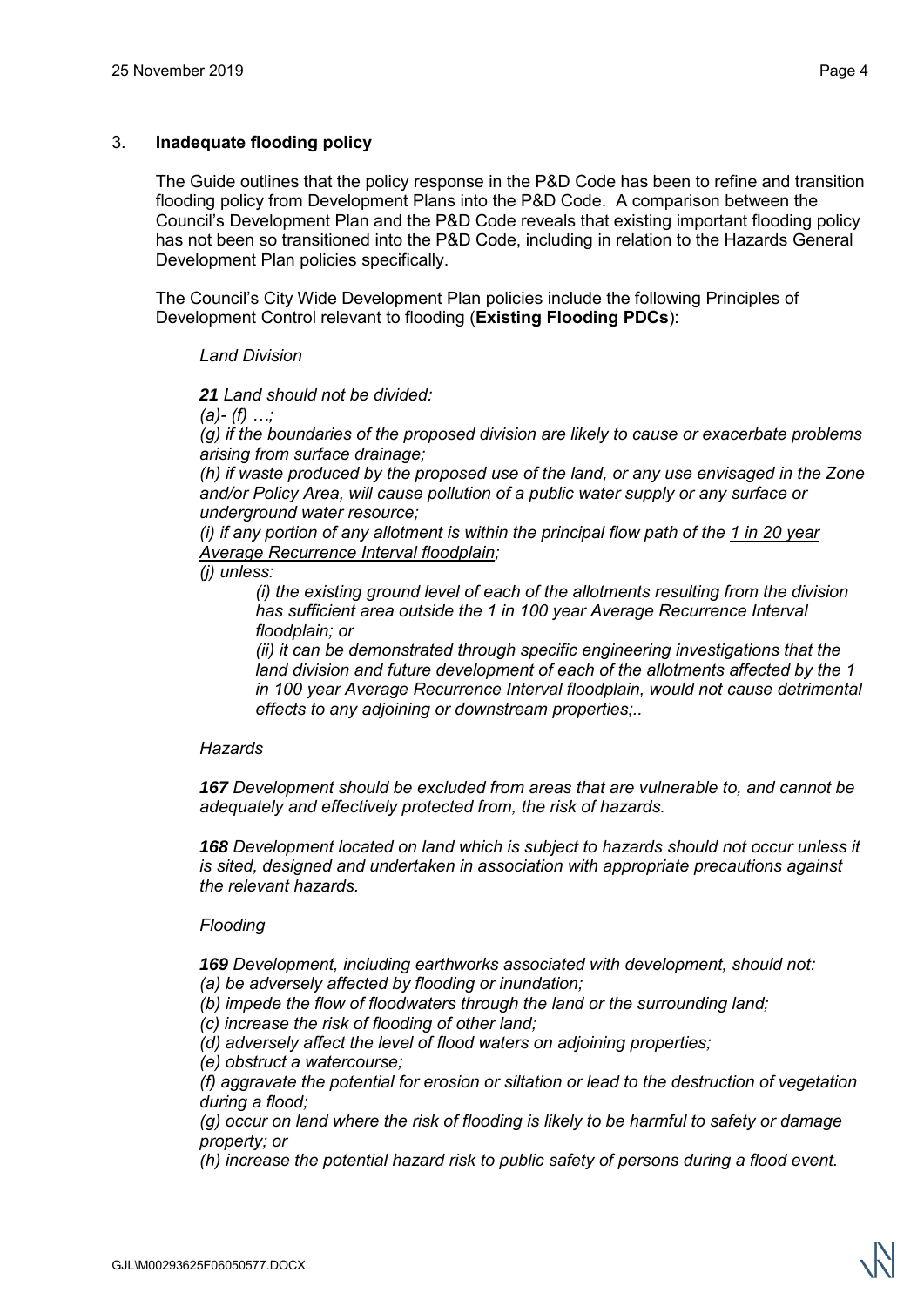### 3. **Inadequate flooding policy**

The Guide outlines that the policy response in the P&D Code has been to refine and transition flooding policy from Development Plans into the P&D Code. A comparison between the Council's Development Plan and the P&D Code reveals that existing important flooding policy has not been so transitioned into the P&D Code, including in relation to the Hazards General Development Plan policies specifically.

The Council's City Wide Development Plan policies include the following Principles of Development Control relevant to flooding (**Existing Flooding PDCs**):

> *Land Division*
>
> ***21** Land should not be divided:*
>
> *(a)- (f) …;*
>
> *(g) if the boundaries of the proposed division are likely to cause or exacerbate problems arising from surface drainage;*
>
> *(h) if waste produced by the proposed use of the land, or any use envisaged in the Zone and/or Policy Area, will cause pollution of a public water supply or any surface or underground water resource;*
>
> *(i) if any portion of any allotment is within the principal flow path of the <u>1 in 20 year Average Recurrence Interval floodplain</u>;*
>
> *(j) unless:*
>
> > *(i) the existing ground level of each of the allotments resulting from the division has sufficient area outside the 1 in 100 year Average Recurrence Interval floodplain; or*
> >
> > *(ii) it can be demonstrated through specific engineering investigations that the land division and future development of each of the allotments affected by the 1 in 100 year Average Recurrence Interval floodplain, would not cause detrimental effects to any adjoining or downstream properties;..*
>
> *Hazards*
>
> ***167** Development should be excluded from areas that are vulnerable to, and cannot be adequately and effectively protected from, the risk of hazards.*
>
> ***168** Development located on land which is subject to hazards should not occur unless it is sited, designed and undertaken in association with appropriate precautions against the relevant hazards.*
>
> *Flooding*
>
> ***169** Development, including earthworks associated with development, should not:*
>
> *(a) be adversely affected by flooding or inundation;*
>
> *(b) impede the flow of floodwaters through the land or the surrounding land;*
>
> *(c) increase the risk of flooding of other land;*
>
> *(d) adversely affect the level of flood waters on adjoining properties;*
>
> *(e) obstruct a watercourse;*
>
> *(f) aggravate the potential for erosion or siltation or lead to the destruction of vegetation during a flood;*
>
> *(g) occur on land where the risk of flooding is likely to be harmful to safety or damage property; or*
>
> *(h) increase the potential hazard risk to public safety of persons during a flood event.*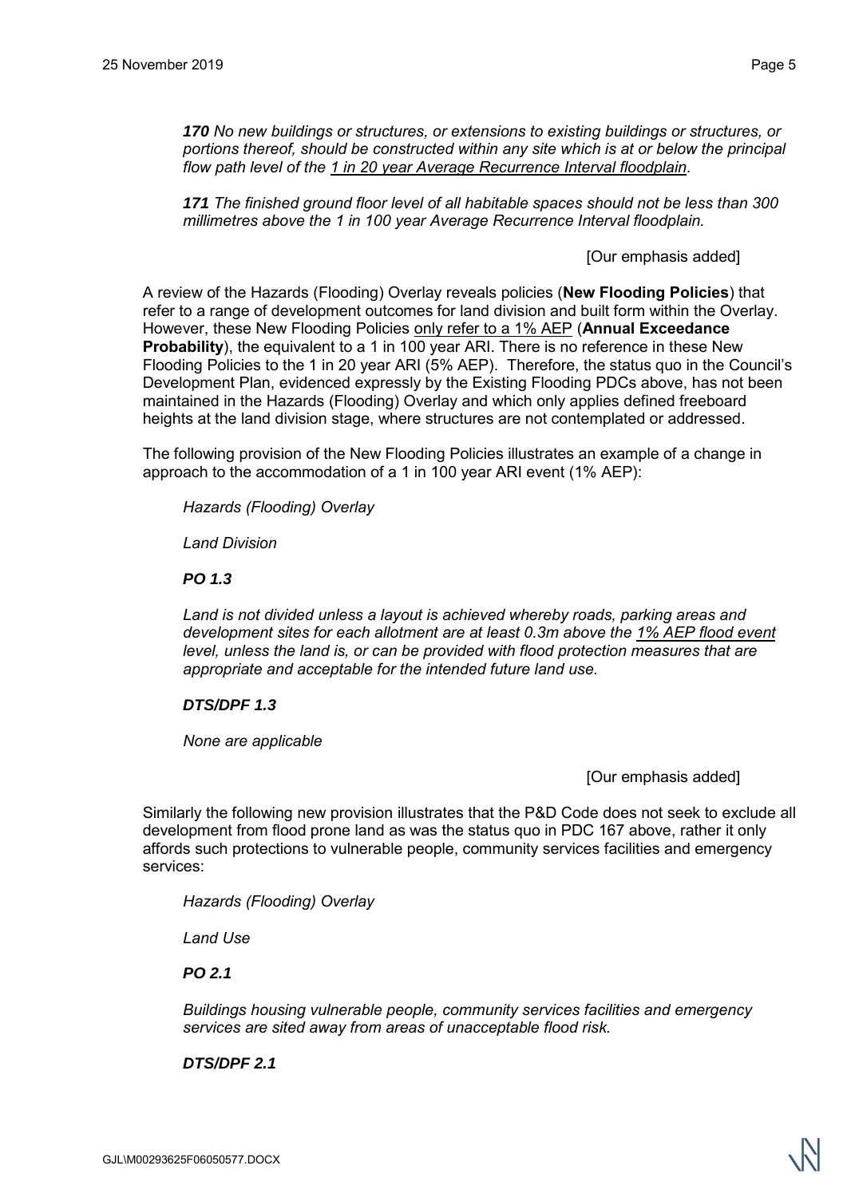***170** No new buildings or structures, or extensions to existing buildings or structures, or portions thereof, should be constructed within any site which is at or below the principal flow path level of the 1 in 20 year Average Recurrence Interval floodplain.*

***171** The finished ground floor level of all habitable spaces should not be less than 300 millimetres above the 1 in 100 year Average Recurrence Interval floodplain.*

[Our emphasis added]

A review of the Hazards (Flooding) Overlay reveals policies (**New Flooding Policies**) that refer to a range of development outcomes for land division and built form within the Overlay. However, these New Flooding Policies only refer to a 1% AEP (**Annual Exceedance Probability**), the equivalent to a 1 in 100 year ARI. There is no reference in these New Flooding Policies to the 1 in 20 year ARI (5% AEP). Therefore, the status quo in the Council's Development Plan, evidenced expressly by the Existing Flooding PDCs above, has not been maintained in the Hazards (Flooding) Overlay and which only applies defined freeboard heights at the land division stage, where structures are not contemplated or addressed.

The following provision of the New Flooding Policies illustrates an example of a change in approach to the accommodation of a 1 in 100 year ARI event (1% AEP):

*Hazards (Flooding) Overlay*

*Land Division*

***PO 1.3***

*Land is not divided unless a layout is achieved whereby roads, parking areas and development sites for each allotment are at least 0.3m above the 1% AEP flood event level, unless the land is, or can be provided with flood protection measures that are appropriate and acceptable for the intended future land use.*

***DTS/DPF 1.3***

*None are applicable*

[Our emphasis added]

Similarly the following new provision illustrates that the P&D Code does not seek to exclude all development from flood prone land as was the status quo in PDC 167 above, rather it only affords such protections to vulnerable people, community services facilities and emergency services:

*Hazards (Flooding) Overlay*

*Land Use*

***PO 2.1***

*Buildings housing vulnerable people, community services facilities and emergency services are sited away from areas of unacceptable flood risk.*

***DTS/DPF 2.1***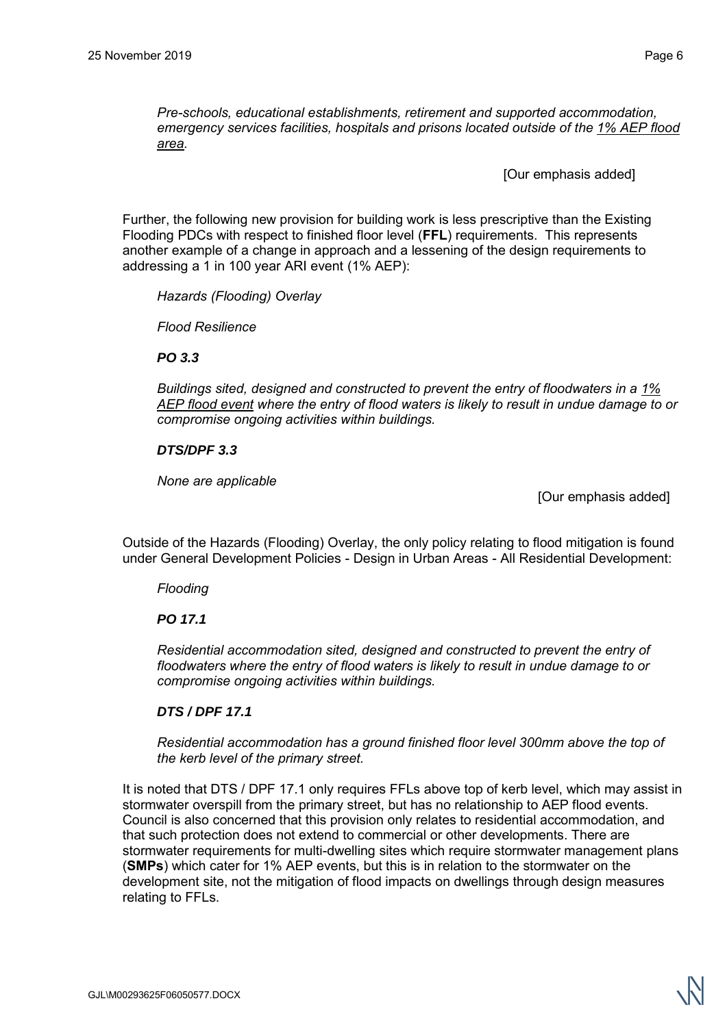*Pre-schools, educational establishments, retirement and supported accommodation, emergency services facilities, hospitals and prisons located outside of the <u>1% AEP flood area</u>.*

[Our emphasis added]

Further, the following new provision for building work is less prescriptive than the Existing Flooding PDCs with respect to finished floor level (**FFL**) requirements. This represents another example of a change in approach and a lessening of the design requirements to addressing a 1 in 100 year ARI event (1% AEP):

*Hazards (Flooding) Overlay*

*Flood Resilience*

***PO 3.3***

*Buildings sited, designed and constructed to prevent the entry of floodwaters in a <u>1% AEP flood event</u> where the entry of flood waters is likely to result in undue damage to or compromise ongoing activities within buildings.*

***DTS/DPF 3.3***

*None are applicable*

[Our emphasis added]

Outside of the Hazards (Flooding) Overlay, the only policy relating to flood mitigation is found under General Development Policies - Design in Urban Areas - All Residential Development:

*Flooding*

***PO 17.1***

*Residential accommodation sited, designed and constructed to prevent the entry of floodwaters where the entry of flood waters is likely to result in undue damage to or compromise ongoing activities within buildings.*

***DTS / DPF 17.1***

*Residential accommodation has a ground finished floor level 300mm above the top of the kerb level of the primary street.*

It is noted that DTS / DPF 17.1 only requires FFLs above top of kerb level, which may assist in stormwater overspill from the primary street, but has no relationship to AEP flood events. Council is also concerned that this provision only relates to residential accommodation, and that such protection does not extend to commercial or other developments. There are stormwater requirements for multi-dwelling sites which require stormwater management plans (**SMPs**) which cater for 1% AEP events, but this is in relation to the stormwater on the development site, not the mitigation of flood impacts on dwellings through design measures relating to FFLs.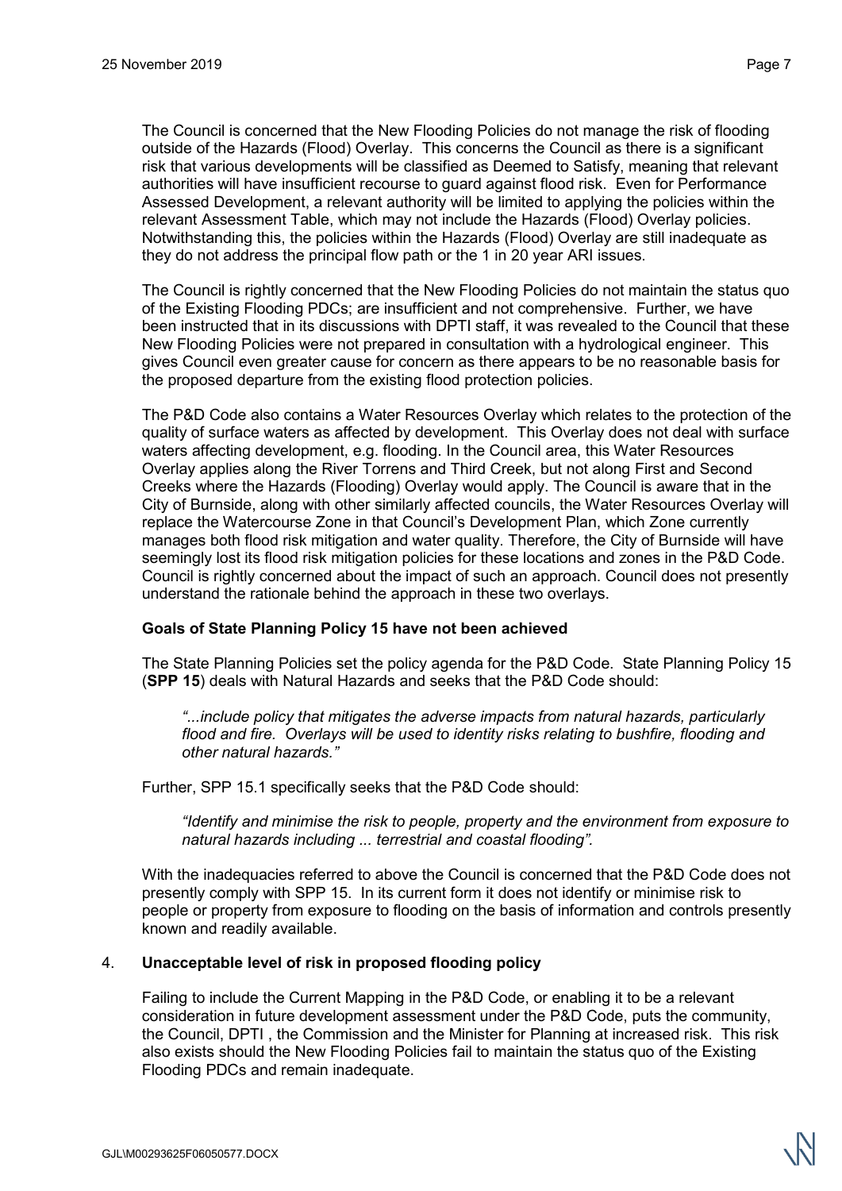The Council is concerned that the New Flooding Policies do not manage the risk of flooding outside of the Hazards (Flood) Overlay. This concerns the Council as there is a significant risk that various developments will be classified as Deemed to Satisfy, meaning that relevant authorities will have insufficient recourse to guard against flood risk. Even for Performance Assessed Development, a relevant authority will be limited to applying the policies within the relevant Assessment Table, which may not include the Hazards (Flood) Overlay policies. Notwithstanding this, the policies within the Hazards (Flood) Overlay are still inadequate as they do not address the principal flow path or the 1 in 20 year ARI issues.

The Council is rightly concerned that the New Flooding Policies do not maintain the status quo of the Existing Flooding PDCs; are insufficient and not comprehensive. Further, we have been instructed that in its discussions with DPTI staff, it was revealed to the Council that these New Flooding Policies were not prepared in consultation with a hydrological engineer. This gives Council even greater cause for concern as there appears to be no reasonable basis for the proposed departure from the existing flood protection policies.

The P&D Code also contains a Water Resources Overlay which relates to the protection of the quality of surface waters as affected by development. This Overlay does not deal with surface waters affecting development, e.g. flooding. In the Council area, this Water Resources Overlay applies along the River Torrens and Third Creek, but not along First and Second Creeks where the Hazards (Flooding) Overlay would apply. The Council is aware that in the City of Burnside, along with other similarly affected councils, the Water Resources Overlay will replace the Watercourse Zone in that Council's Development Plan, which Zone currently manages both flood risk mitigation and water quality. Therefore, the City of Burnside will have seemingly lost its flood risk mitigation policies for these locations and zones in the P&D Code. Council is rightly concerned about the impact of such an approach. Council does not presently understand the rationale behind the approach in these two overlays.

**Goals of State Planning Policy 15 have not been achieved**

The State Planning Policies set the policy agenda for the P&D Code. State Planning Policy 15 (**SPP 15**) deals with Natural Hazards and seeks that the P&D Code should:

> *"...include policy that mitigates the adverse impacts from natural hazards, particularly flood and fire. Overlays will be used to identity risks relating to bushfire, flooding and other natural hazards."*

Further, SPP 15.1 specifically seeks that the P&D Code should:

> *"Identify and minimise the risk to people, property and the environment from exposure to natural hazards including ... terrestrial and coastal flooding".*

With the inadequacies referred to above the Council is concerned that the P&D Code does not presently comply with SPP 15. In its current form it does not identify or minimise risk to people or property from exposure to flooding on the basis of information and controls presently known and readily available.

4. **Unacceptable level of risk in proposed flooding policy**

Failing to include the Current Mapping in the P&D Code, or enabling it to be a relevant consideration in future development assessment under the P&D Code, puts the community, the Council, DPTI , the Commission and the Minister for Planning at increased risk. This risk also exists should the New Flooding Policies fail to maintain the status quo of the Existing Flooding PDCs and remain inadequate.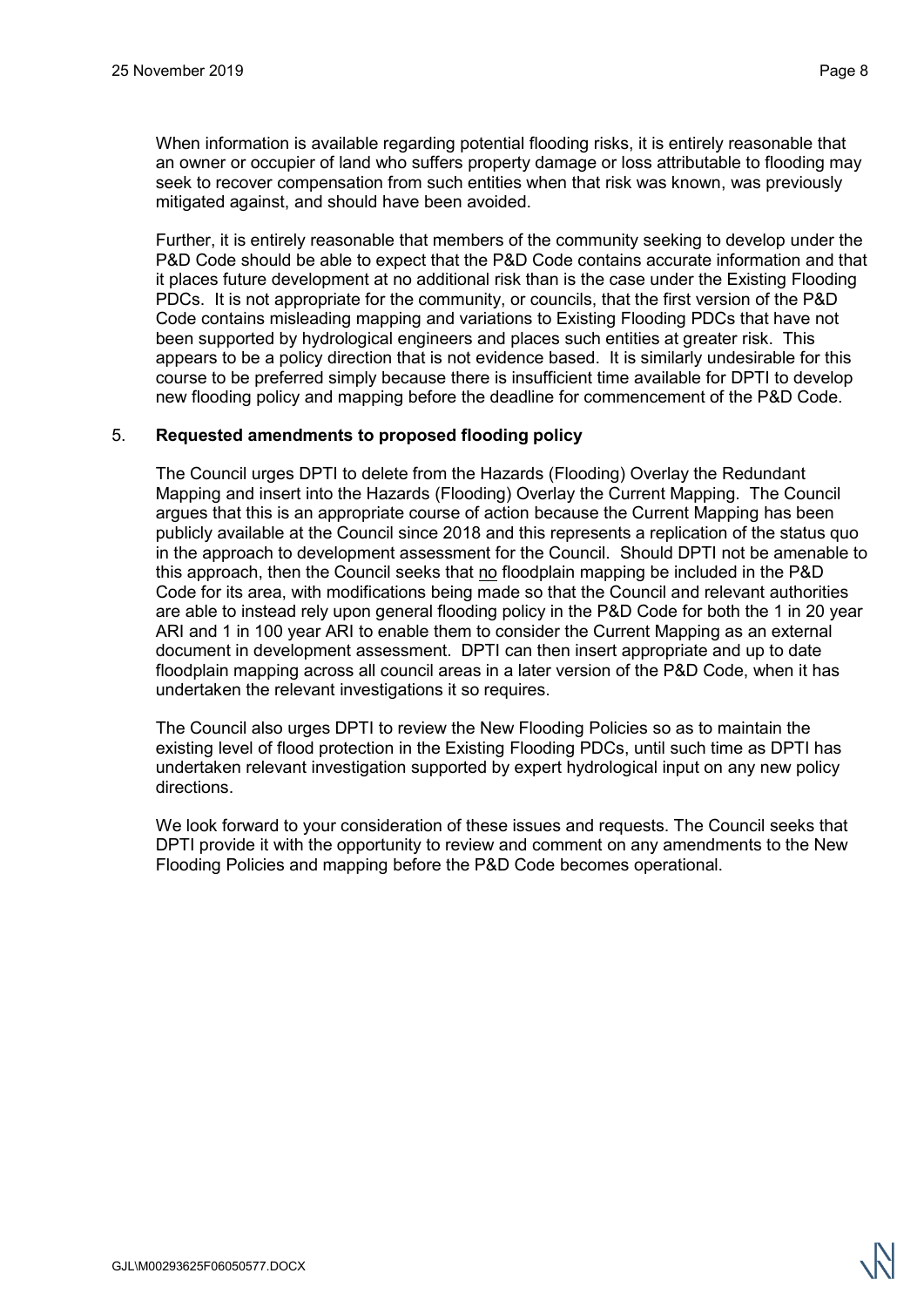When information is available regarding potential flooding risks, it is entirely reasonable that an owner or occupier of land who suffers property damage or loss attributable to flooding may seek to recover compensation from such entities when that risk was known, was previously mitigated against, and should have been avoided.

Further, it is entirely reasonable that members of the community seeking to develop under the P&D Code should be able to expect that the P&D Code contains accurate information and that it places future development at no additional risk than is the case under the Existing Flooding PDCs. It is not appropriate for the community, or councils, that the first version of the P&D Code contains misleading mapping and variations to Existing Flooding PDCs that have not been supported by hydrological engineers and places such entities at greater risk. This appears to be a policy direction that is not evidence based. It is similarly undesirable for this course to be preferred simply because there is insufficient time available for DPTI to develop new flooding policy and mapping before the deadline for commencement of the P&D Code.

## 5. **Requested amendments to proposed flooding policy**

The Council urges DPTI to delete from the Hazards (Flooding) Overlay the Redundant Mapping and insert into the Hazards (Flooding) Overlay the Current Mapping. The Council argues that this is an appropriate course of action because the Current Mapping has been publicly available at the Council since 2018 and this represents a replication of the status quo in the approach to development assessment for the Council. Should DPTI not be amenable to this approach, then the Council seeks that no floodplain mapping be included in the P&D Code for its area, with modifications being made so that the Council and relevant authorities are able to instead rely upon general flooding policy in the P&D Code for both the 1 in 20 year ARI and 1 in 100 year ARI to enable them to consider the Current Mapping as an external document in development assessment. DPTI can then insert appropriate and up to date floodplain mapping across all council areas in a later version of the P&D Code, when it has undertaken the relevant investigations it so requires.

The Council also urges DPTI to review the New Flooding Policies so as to maintain the existing level of flood protection in the Existing Flooding PDCs, until such time as DPTI has undertaken relevant investigation supported by expert hydrological input on any new policy directions.

We look forward to your consideration of these issues and requests. The Council seeks that DPTI provide it with the opportunity to review and comment on any amendments to the New Flooding Policies and mapping before the P&D Code becomes operational.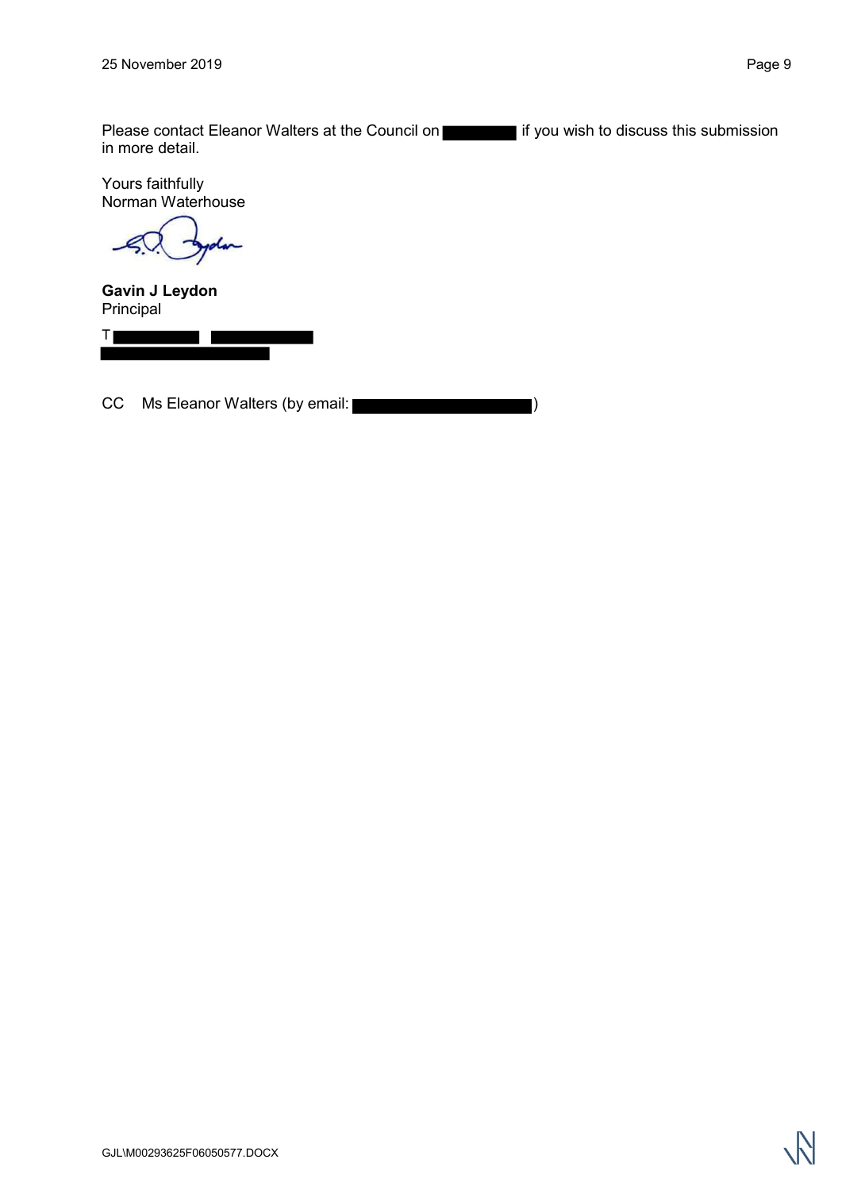Please contact Eleanor Walters at the Council on ████████ if you wish to discuss this submission in more detail.

Yours faithfully
Norman Waterhouse

**Gavin J Leydon**
Principal

T ████████ ████████
████████████

CC Ms Eleanor Walters (by email: ████████████████)

GJL\M00293625F06050577.DOCX